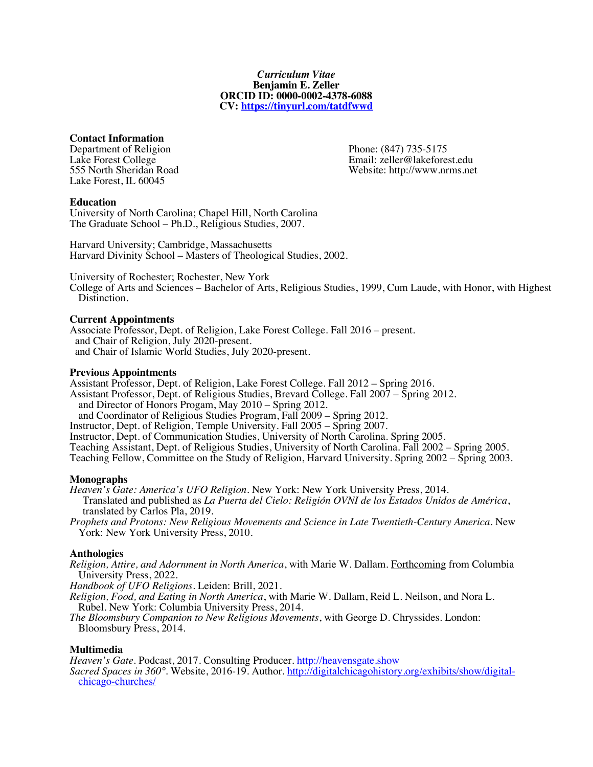*Curriculum Vitae*
**Benjamin E. Zeller**
**ORCID ID: 0000-0002-4378-6088**
**CV: [https://tinyurl.com/tatdfwwd](https://tinyurl.com/tatdfwwd)**

**Contact Information**

Department of Religion
Lake Forest College
555 North Sheridan Road
Lake Forest, IL 60045

Phone: (847) 735-5175
Email: zeller@lakeforest.edu
Website: http://www.nrms.net

**Education**

University of North Carolina; Chapel Hill, North Carolina
The Graduate School – Ph.D., Religious Studies, 2007.

Harvard University; Cambridge, Massachusetts
Harvard Divinity School – Masters of Theological Studies, 2002.

University of Rochester; Rochester, New York
College of Arts and Sciences – Bachelor of Arts, Religious Studies, 1999, Cum Laude, with Honor, with Highest Distinction.

**Current Appointments**

Associate Professor, Dept. of Religion, Lake Forest College. Fall 2016 – present.
 and Chair of Religion, July 2020-present.
 and Chair of Islamic World Studies, July 2020-present.

**Previous Appointments**

Assistant Professor, Dept. of Religion, Lake Forest College. Fall 2012 – Spring 2016.
Assistant Professor, Dept. of Religious Studies, Brevard College. Fall 2007 – Spring 2012.
 and Director of Honors Progam, May 2010 – Spring 2012.
 and Coordinator of Religious Studies Program, Fall 2009 – Spring 2012.
Instructor, Dept. of Religion, Temple University. Fall 2005 – Spring 2007.
Instructor, Dept. of Communication Studies, University of North Carolina. Spring 2005.
Teaching Assistant, Dept. of Religious Studies, University of North Carolina. Fall 2002 – Spring 2005.
Teaching Fellow, Committee on the Study of Religion, Harvard University. Spring 2002 – Spring 2003.

**Monographs**

*Heaven's Gate: America's UFO Religion*. New York: New York University Press, 2014.
 Translated and published as *La Puerta del Cielo: Religión OVNI de los Estados Unidos de América*, translated by Carlos Pla, 2019.
*Prophets and Protons: New Religious Movements and Science in Late Twentieth-Century America*. New York: New York University Press, 2010.

**Anthologies**

*Religion, Attire, and Adornment in North America*, with Marie W. Dallam. Forthcoming from Columbia University Press, 2022.
*Handbook of UFO Religions*. Leiden: Brill, 2021.
*Religion, Food, and Eating in North America*, with Marie W. Dallam, Reid L. Neilson, and Nora L. Rubel. New York: Columbia University Press, 2014.
*The Bloomsbury Companion to New Religious Movements*, with George D. Chryssides. London: Bloomsbury Press, 2014.

**Multimedia**

*Heaven's Gate*. Podcast, 2017. Consulting Producer. [http://heavensgate.show](http://heavensgate.show)
*Sacred Spaces in 360°*. Website, 2016-19. Author. [http://digitalchicagohistory.org/exhibits/show/digital-chicago-churches/](http://digitalchicagohistory.org/exhibits/show/digital-chicago-churches/)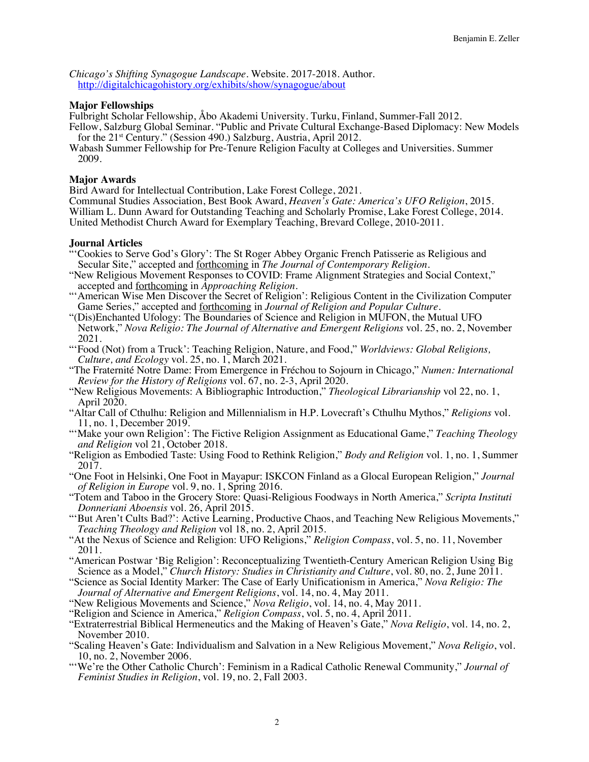*Chicago's Shifting Synagogue Landscape*. Website. 2017-2018. Author.
http://digitalchicagohistory.org/exhibits/show/synagogue/about

**Major Fellowships**

Fulbright Scholar Fellowship, Åbo Akademi University. Turku, Finland, Summer-Fall 2012.
Fellow, Salzburg Global Seminar. "Public and Private Cultural Exchange-Based Diplomacy: New Models for the 21st Century." (Session 490.) Salzburg, Austria, April 2012.
Wabash Summer Fellowship for Pre-Tenure Religion Faculty at Colleges and Universities. Summer 2009.

**Major Awards**

Bird Award for Intellectual Contribution, Lake Forest College, 2021.
Communal Studies Association, Best Book Award, *Heaven's Gate: America's UFO Religion*, 2015.
William L. Dunn Award for Outstanding Teaching and Scholarly Promise, Lake Forest College, 2014.
United Methodist Church Award for Exemplary Teaching, Brevard College, 2010-2011.

**Journal Articles**

"'Cookies to Serve God's Glory': The St Roger Abbey Organic French Patisserie as Religious and Secular Site," accepted and forthcoming in *The Journal of Contemporary Religion*.
"New Religious Movement Responses to COVID: Frame Alignment Strategies and Social Context," accepted and forthcoming in *Approaching Religion*.
"'American Wise Men Discover the Secret of Religion': Religious Content in the Civilization Computer Game Series," accepted and forthcoming in *Journal of Religion and Popular Culture*.
"(Dis)Enchanted Ufology: The Boundaries of Science and Religion in MUFON, the Mutual UFO Network," *Nova Religio: The Journal of Alternative and Emergent Religions* vol. 25, no. 2, November 2021.
"'Food (Not) from a Truck': Teaching Religion, Nature, and Food," *Worldviews: Global Religions, Culture, and Ecology* vol. 25, no. 1, March 2021.
"The Fraternité Notre Dame: From Emergence in Fréchou to Sojourn in Chicago," *Numen: International Review for the History of Religions* vol. 67, no. 2-3, April 2020.
"New Religious Movements: A Bibliographic Introduction," *Theological Librarianship* vol 22, no. 1, April 2020.
"Altar Call of Cthulhu: Religion and Millennialism in H.P. Lovecraft's Cthulhu Mythos," *Religions* vol. 11, no. 1, December 2019.
"'Make your own Religion': The Fictive Religion Assignment as Educational Game," *Teaching Theology and Religion* vol 21, October 2018.
"Religion as Embodied Taste: Using Food to Rethink Religion," *Body and Religion* vol. 1, no. 1, Summer 2017.
"One Foot in Helsinki, One Foot in Mayapur: ISKCON Finland as a Glocal European Religion," *Journal of Religion in Europe* vol. 9, no. 1, Spring 2016.
"Totem and Taboo in the Grocery Store: Quasi-Religious Foodways in North America," *Scripta Instituti Donneriani Aboensis* vol. 26, April 2015.
"'But Aren't Cults Bad?': Active Learning, Productive Chaos, and Teaching New Religious Movements," *Teaching Theology and Religion* vol 18, no. 2, April 2015.
"At the Nexus of Science and Religion: UFO Religions," *Religion Compass*, vol. 5, no. 11, November 2011.
"American Postwar 'Big Religion': Reconceptualizing Twentieth-Century American Religion Using Big Science as a Model," *Church History: Studies in Christianity and Culture*, vol. 80, no. 2, June 2011.
"Science as Social Identity Marker: The Case of Early Unificationism in America," *Nova Religio: The Journal of Alternative and Emergent Religions*, vol. 14, no. 4, May 2011.
"New Religious Movements and Science," *Nova Religio*, vol. 14, no. 4, May 2011.
"Religion and Science in America," *Religion Compass*, vol. 5, no. 4, April 2011.
"Extraterrestrial Biblical Hermeneutics and the Making of Heaven's Gate," *Nova Religio*, vol. 14, no. 2, November 2010.
"Scaling Heaven's Gate: Individualism and Salvation in a New Religious Movement," *Nova Religio*, vol. 10, no. 2, November 2006.
"'We're the Other Catholic Church': Feminism in a Radical Catholic Renewal Community," *Journal of Feminist Studies in Religion*, vol. 19, no. 2, Fall 2003.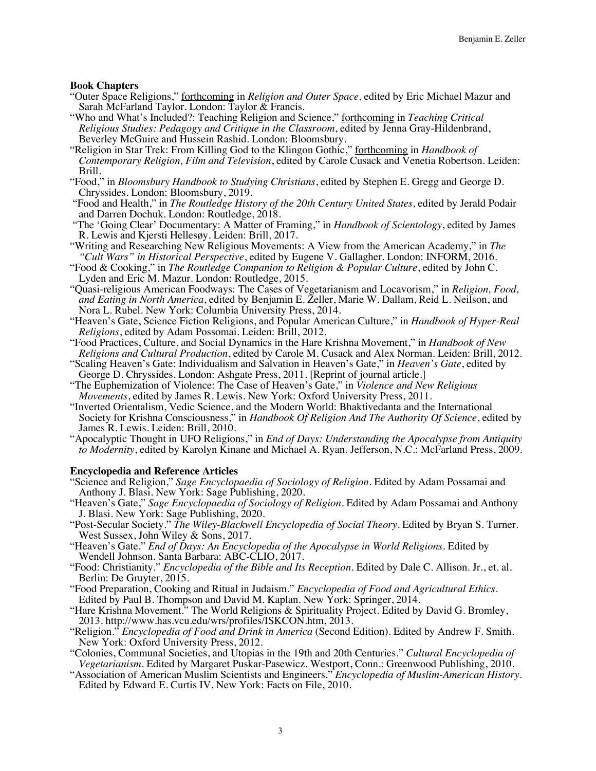**Book Chapters**

"Outer Space Religions," forthcoming in *Religion and Outer Space*, edited by Eric Michael Mazur and Sarah McFarland Taylor. London: Taylor & Francis.

"Who and What's Included?: Teaching Religion and Science," forthcoming in *Teaching Critical Religious Studies: Pedagogy and Critique in the Classroom*, edited by Jenna Gray-Hildenbrand, Beverley McGuire and Hussein Rashid. London: Bloomsbury.

"Religion in Star Trek: From Killing God to the Klingon Gothic," forthcoming in *Handbook of Contemporary Religion, Film and Television*, edited by Carole Cusack and Venetia Robertson. Leiden: Brill.

"Food," in *Bloomsbury Handbook to Studying Christians*, edited by Stephen E. Gregg and George D. Chryssides. London: Bloomsbury, 2019.

"Food and Health," in *The Routledge History of the 20th Century United States*, edited by Jerald Podair and Darren Dochuk. London: Routledge, 2018.

"The 'Going Clear' Documentary: A Matter of Framing," in *Handbook of Scientology*, edited by James R. Lewis and Kjersti Hellesøy. Leiden: Brill, 2017.

"Writing and Researching New Religious Movements: A View from the American Academy," in *The "Cult Wars" in Historical Perspective*, edited by Eugene V. Gallagher. London: INFORM, 2016.

"Food & Cooking," in *The Routledge Companion to Religion & Popular Culture*, edited by John C. Lyden and Eric M. Mazur. London: Routledge, 2015.

"Quasi-religious American Foodways: The Cases of Vegetarianism and Locavorism," in *Religion, Food, and Eating in North America*, edited by Benjamin E. Zeller, Marie W. Dallam, Reid L. Neilson, and Nora L. Rubel. New York: Columbia University Press, 2014.

"Heaven's Gate, Science Fiction Religions, and Popular American Culture," in *Handbook of Hyper-Real Religions*, edited by Adam Possomai. Leiden: Brill, 2012.

"Food Practices, Culture, and Social Dynamics in the Hare Krishna Movement," in *Handbook of New Religions and Cultural Production*, edited by Carole M. Cusack and Alex Norman. Leiden: Brill, 2012.

"Scaling Heaven's Gate: Individualism and Salvation in Heaven's Gate," in *Heaven's Gate*, edited by George D. Chryssides. London: Ashgate Press, 2011. [Reprint of journal article.]

"The Euphemization of Violence: The Case of Heaven's Gate," in *Violence and New Religious Movements*, edited by James R. Lewis. New York: Oxford University Press, 2011.

"Inverted Orientalism, Vedic Science, and the Modern World: Bhaktivedanta and the International Society for Krishna Consciousness," in *Handbook Of Religion And The Authority Of Science*, edited by James R. Lewis. Leiden: Brill, 2010.

"Apocalyptic Thought in UFO Religions," in *End of Days: Understanding the Apocalypse from Antiquity to Modernity*, edited by Karolyn Kinane and Michael A. Ryan. Jefferson, N.C.: McFarland Press, 2009.

**Encyclopedia and Reference Articles**

"Science and Religion," *Sage Encyclopaedia of Sociology of Religion*. Edited by Adam Possamai and Anthony J. Blasi. New York: Sage Publishing, 2020.

"Heaven's Gate," *Sage Encyclopaedia of Sociology of Religion*. Edited by Adam Possamai and Anthony J. Blasi. New York: Sage Publishing, 2020.

"Post-Secular Society." *The Wiley-Blackwell Encyclopedia of Social Theory*. Edited by Bryan S. Turner. West Sussex, John Wiley & Sons, 2017.

"Heaven's Gate." *End of Days: An Encyclopedia of the Apocalypse in World Religions*. Edited by Wendell Johnson. Santa Barbara: ABC-CLIO, 2017.

"Food: Christianity." *Encyclopedia of the Bible and Its Reception*. Edited by Dale C. Allison. Jr., et. al. Berlin: De Gruyter, 2015.

"Food Preparation, Cooking and Ritual in Judaism." *Encyclopedia of Food and Agricultural Ethics*. Edited by Paul B. Thompson and David M. Kaplan. New York: Springer, 2014.

"Hare Krishna Movement." The World Religions & Spirituality Project. Edited by David G. Bromley, 2013. http://www.has.vcu.edu/wrs/profiles/ISKCON.htm, 2013.

"Religion." *Encyclopedia of Food and Drink in America* (Second Edition). Edited by Andrew F. Smith. New York: Oxford University Press, 2012.

"Colonies, Communal Societies, and Utopias in the 19th and 20th Centuries." *Cultural Encyclopedia of Vegetarianism*. Edited by Margaret Puskar-Pasewicz. Westport, Conn.: Greenwood Publishing, 2010.

"Association of American Muslim Scientists and Engineers." *Encyclopedia of Muslim-American History*. Edited by Edward E. Curtis IV. New York: Facts on File, 2010.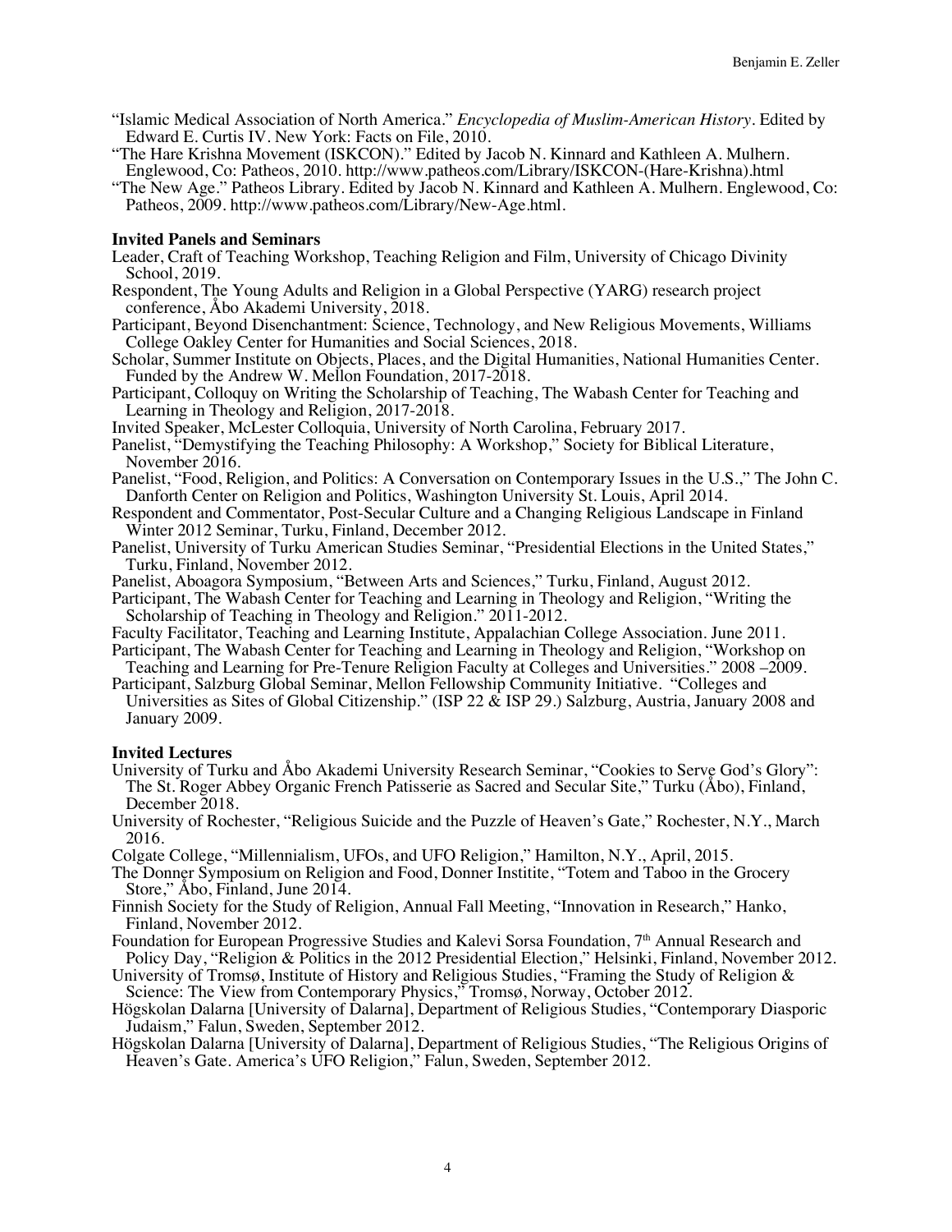"Islamic Medical Association of North America." *Encyclopedia of Muslim-American History*. Edited by Edward E. Curtis IV. New York: Facts on File, 2010.

"The Hare Krishna Movement (ISKCON)." Edited by Jacob N. Kinnard and Kathleen A. Mulhern. Englewood, Co: Patheos, 2010. http://www.patheos.com/Library/ISKCON-(Hare-Krishna).html

"The New Age." Patheos Library. Edited by Jacob N. Kinnard and Kathleen A. Mulhern. Englewood, Co: Patheos, 2009. http://www.patheos.com/Library/New-Age.html.

**Invited Panels and Seminars**

Leader, Craft of Teaching Workshop, Teaching Religion and Film, University of Chicago Divinity School, 2019.

Respondent, The Young Adults and Religion in a Global Perspective (YARG) research project conference, Åbo Akademi University, 2018.

Participant, Beyond Disenchantment: Science, Technology, and New Religious Movements, Williams College Oakley Center for Humanities and Social Sciences, 2018.

Scholar, Summer Institute on Objects, Places, and the Digital Humanities, National Humanities Center. Funded by the Andrew W. Mellon Foundation, 2017-2018.

Participant, Colloquy on Writing the Scholarship of Teaching, The Wabash Center for Teaching and Learning in Theology and Religion, 2017-2018.

Invited Speaker, McLester Colloquia, University of North Carolina, February 2017.

Panelist, "Demystifying the Teaching Philosophy: A Workshop," Society for Biblical Literature, November 2016.

Panelist, "Food, Religion, and Politics: A Conversation on Contemporary Issues in the U.S.," The John C. Danforth Center on Religion and Politics, Washington University St. Louis, April 2014.

Respondent and Commentator, Post-Secular Culture and a Changing Religious Landscape in Finland Winter 2012 Seminar, Turku, Finland, December 2012.

Panelist, University of Turku American Studies Seminar, "Presidential Elections in the United States," Turku, Finland, November 2012.

Panelist, Aboagora Symposium, "Between Arts and Sciences," Turku, Finland, August 2012.

Participant, The Wabash Center for Teaching and Learning in Theology and Religion, "Writing the Scholarship of Teaching in Theology and Religion." 2011-2012.

Faculty Facilitator, Teaching and Learning Institute, Appalachian College Association. June 2011.

Participant, The Wabash Center for Teaching and Learning in Theology and Religion, "Workshop on Teaching and Learning for Pre-Tenure Religion Faculty at Colleges and Universities." 2008 –2009.

Participant, Salzburg Global Seminar, Mellon Fellowship Community Initiative. "Colleges and Universities as Sites of Global Citizenship." (ISP 22 & ISP 29.) Salzburg, Austria, January 2008 and January 2009.

**Invited Lectures**

University of Turku and Åbo Akademi University Research Seminar, "Cookies to Serve God's Glory": The St. Roger Abbey Organic French Patisserie as Sacred and Secular Site," Turku (Åbo), Finland, December 2018.

University of Rochester, "Religious Suicide and the Puzzle of Heaven's Gate," Rochester, N.Y., March 2016.

Colgate College, "Millennialism, UFOs, and UFO Religion," Hamilton, N.Y., April, 2015.

The Donner Symposium on Religion and Food, Donner Institite, "Totem and Taboo in the Grocery Store," Åbo, Finland, June 2014.

Finnish Society for the Study of Religion, Annual Fall Meeting, "Innovation in Research," Hanko, Finland, November 2012.

Foundation for European Progressive Studies and Kalevi Sorsa Foundation, 7th Annual Research and Policy Day, "Religion & Politics in the 2012 Presidential Election," Helsinki, Finland, November 2012.

University of Tromsø, Institute of History and Religious Studies, "Framing the Study of Religion & Science: The View from Contemporary Physics," Tromsø, Norway, October 2012.

Högskolan Dalarna [University of Dalarna], Department of Religious Studies, "Contemporary Diasporic Judaism," Falun, Sweden, September 2012.

Högskolan Dalarna [University of Dalarna], Department of Religious Studies, "The Religious Origins of Heaven's Gate. America's UFO Religion," Falun, Sweden, September 2012.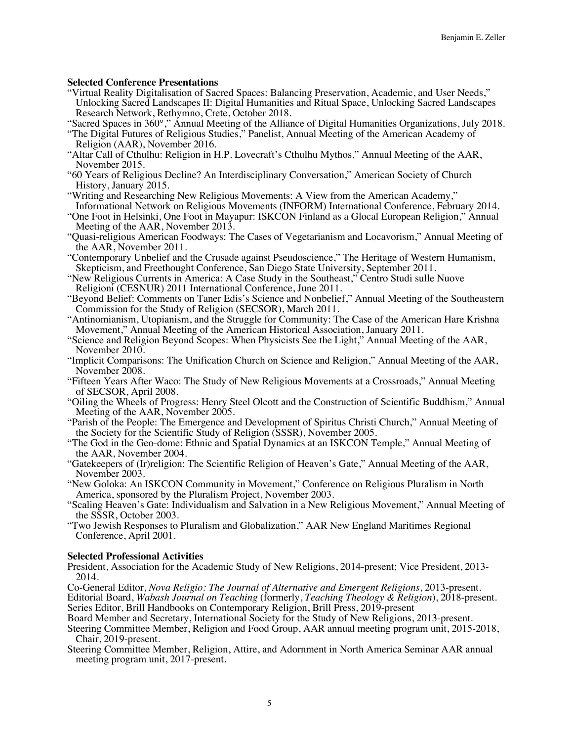**Selected Conference Presentations**

"Virtual Reality Digitalisation of Sacred Spaces: Balancing Preservation, Academic, and User Needs," Unlocking Sacred Landscapes II: Digital Humanities and Ritual Space, Unlocking Sacred Landscapes Research Network, Rethymno, Crete, October 2018.

"Sacred Spaces in 360°," Annual Meeting of the Alliance of Digital Humanities Organizations, July 2018.

"The Digital Futures of Religious Studies," Panelist, Annual Meeting of the American Academy of Religion (AAR), November 2016.

"Altar Call of Cthulhu: Religion in H.P. Lovecraft's Cthulhu Mythos," Annual Meeting of the AAR, November 2015.

"60 Years of Religious Decline? An Interdisciplinary Conversation," American Society of Church History, January 2015.

"Writing and Researching New Religious Movements: A View from the American Academy," Informational Network on Religious Movements (INFORM) International Conference, February 2014.

"One Foot in Helsinki, One Foot in Mayapur: ISKCON Finland as a Glocal European Religion," Annual Meeting of the AAR, November 2013.

"Quasi-religious American Foodways: The Cases of Vegetarianism and Locavorism," Annual Meeting of the AAR, November 2011.

"Contemporary Unbelief and the Crusade against Pseudoscience," The Heritage of Western Humanism, Skepticism, and Freethought Conference, San Diego State University, September 2011.

"New Religious Currents in America: A Case Study in the Southeast," Centro Studi sulle Nuove Religioni (CESNUR) 2011 International Conference, June 2011.

"Beyond Belief: Comments on Taner Edis's Science and Nonbelief," Annual Meeting of the Southeastern Commission for the Study of Religion (SECSOR), March 2011.

"Antinomianism, Utopianism, and the Struggle for Community: The Case of the American Hare Krishna Movement," Annual Meeting of the American Historical Association, January 2011.

"Science and Religion Beyond Scopes: When Physicists See the Light," Annual Meeting of the AAR, November 2010.

"Implicit Comparisons: The Unification Church on Science and Religion," Annual Meeting of the AAR, November 2008.

"Fifteen Years After Waco: The Study of New Religious Movements at a Crossroads," Annual Meeting of SECSOR, April 2008.

"Oiling the Wheels of Progress: Henry Steel Olcott and the Construction of Scientific Buddhism," Annual Meeting of the AAR, November 2005.

"Parish of the People: The Emergence and Development of Spiritus Christi Church," Annual Meeting of the Society for the Scientific Study of Religion (SSSR), November 2005.

"The God in the Geo-dome: Ethnic and Spatial Dynamics at an ISKCON Temple," Annual Meeting of the AAR, November 2004.

"Gatekeepers of (Ir)religion: The Scientific Religion of Heaven's Gate," Annual Meeting of the AAR, November 2003.

"New Goloka: An ISKCON Community in Movement," Conference on Religious Pluralism in North America, sponsored by the Pluralism Project, November 2003.

"Scaling Heaven's Gate: Individualism and Salvation in a New Religious Movement," Annual Meeting of the SSSR, October 2003.

"Two Jewish Responses to Pluralism and Globalization," AAR New England Maritimes Regional Conference, April 2001.

**Selected Professional Activities**

President, Association for the Academic Study of New Religions, 2014-present; Vice President, 2013-2014.

Co-General Editor, *Nova Religio: The Journal of Alternative and Emergent Religions*, 2013-present.

Editorial Board, *Wabash Journal on Teaching* (formerly, *Teaching Theology & Religion*), 2018-present.

Series Editor, Brill Handbooks on Contemporary Religion, Brill Press, 2019-present

Board Member and Secretary, International Society for the Study of New Religions, 2013-present.

Steering Committee Member, Religion and Food Group, AAR annual meeting program unit, 2015-2018, Chair, 2019-present.

Steering Committee Member, Religion, Attire, and Adornment in North America Seminar AAR annual meeting program unit, 2017-present.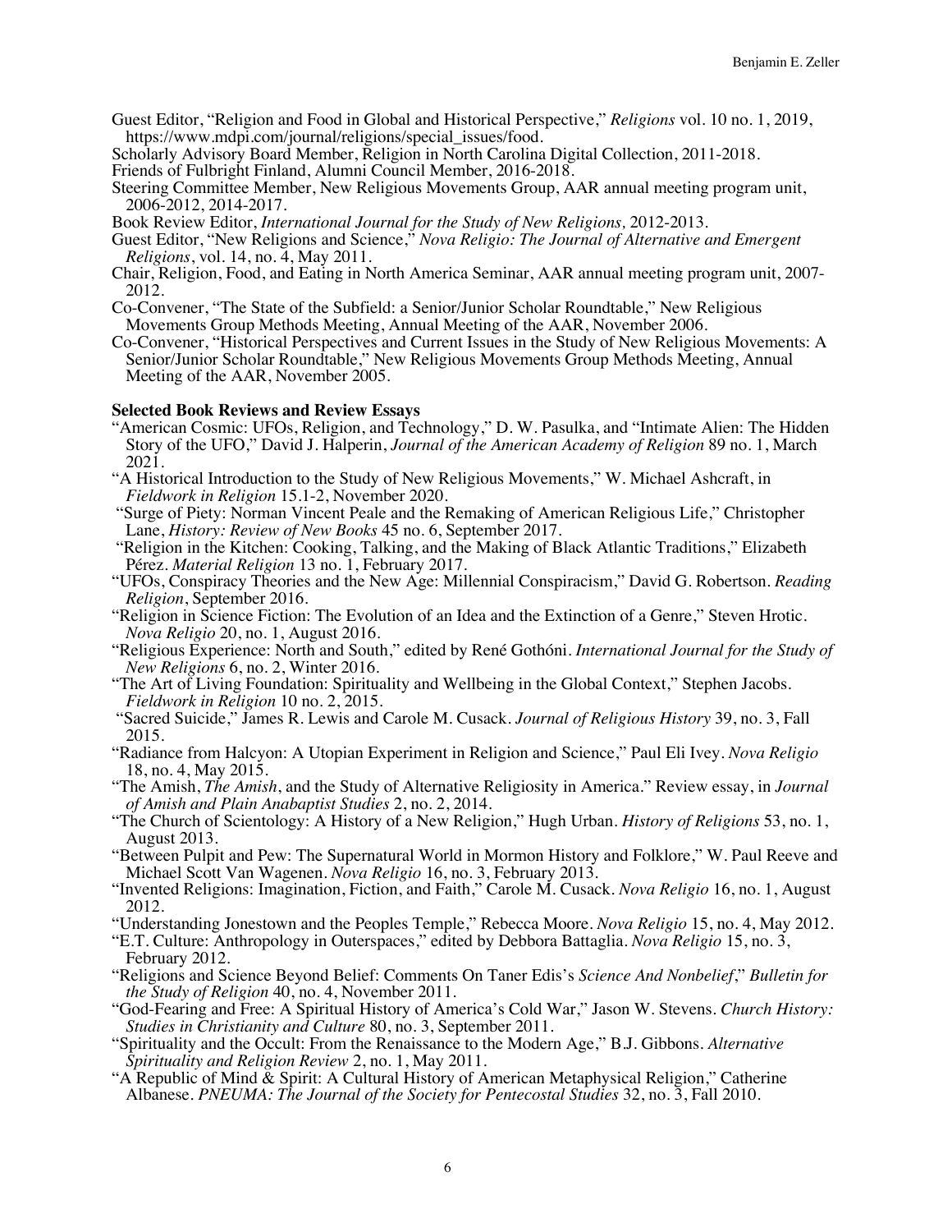Guest Editor, "Religion and Food in Global and Historical Perspective," *Religions* vol. 10 no. 1, 2019, https://www.mdpi.com/journal/religions/special_issues/food.

Scholarly Advisory Board Member, Religion in North Carolina Digital Collection, 2011-2018.

Friends of Fulbright Finland, Alumni Council Member, 2016-2018.

Steering Committee Member, New Religious Movements Group, AAR annual meeting program unit, 2006-2012, 2014-2017.

Book Review Editor, *International Journal for the Study of New Religions,* 2012-2013.

Guest Editor, "New Religions and Science," *Nova Religio: The Journal of Alternative and Emergent Religions*, vol. 14, no. 4, May 2011.

Chair, Religion, Food, and Eating in North America Seminar, AAR annual meeting program unit, 2007-2012.

Co-Convener, "The State of the Subfield: a Senior/Junior Scholar Roundtable," New Religious Movements Group Methods Meeting, Annual Meeting of the AAR, November 2006.

Co-Convener, "Historical Perspectives and Current Issues in the Study of New Religious Movements: A Senior/Junior Scholar Roundtable," New Religious Movements Group Methods Meeting, Annual Meeting of the AAR, November 2005.

**Selected Book Reviews and Review Essays**

"American Cosmic: UFOs, Religion, and Technology," D. W. Pasulka, and "Intimate Alien: The Hidden Story of the UFO," David J. Halperin, *Journal of the American Academy of Religion* 89 no. 1, March 2021.

"A Historical Introduction to the Study of New Religious Movements," W. Michael Ashcraft, in *Fieldwork in Religion* 15.1-2, November 2020.

"Surge of Piety: Norman Vincent Peale and the Remaking of American Religious Life," Christopher Lane, *History: Review of New Books* 45 no. 6, September 2017.

"Religion in the Kitchen: Cooking, Talking, and the Making of Black Atlantic Traditions," Elizabeth Pérez. *Material Religion* 13 no. 1, February 2017.

"UFOs, Conspiracy Theories and the New Age: Millennial Conspiracism," David G. Robertson. *Reading Religion*, September 2016.

"Religion in Science Fiction: The Evolution of an Idea and the Extinction of a Genre," Steven Hrotic. *Nova Religio* 20, no. 1, August 2016.

"Religious Experience: North and South," edited by René Gothóni. *International Journal for the Study of New Religions* 6, no. 2, Winter 2016.

"The Art of Living Foundation: Spirituality and Wellbeing in the Global Context," Stephen Jacobs. *Fieldwork in Religion* 10 no. 2, 2015.

"Sacred Suicide," James R. Lewis and Carole M. Cusack. *Journal of Religious History* 39, no. 3, Fall 2015.

"Radiance from Halcyon: A Utopian Experiment in Religion and Science," Paul Eli Ivey. *Nova Religio* 18, no. 4, May 2015.

"The Amish, *The Amish*, and the Study of Alternative Religiosity in America." Review essay, in *Journal of Amish and Plain Anabaptist Studies* 2, no. 2, 2014.

"The Church of Scientology: A History of a New Religion," Hugh Urban. *History of Religions* 53, no. 1, August 2013.

"Between Pulpit and Pew: The Supernatural World in Mormon History and Folklore," W. Paul Reeve and Michael Scott Van Wagenen. *Nova Religio* 16, no. 3, February 2013.

"Invented Religions: Imagination, Fiction, and Faith," Carole M. Cusack. *Nova Religio* 16, no. 1, August 2012.

"Understanding Jonestown and the Peoples Temple," Rebecca Moore. *Nova Religio* 15, no. 4, May 2012.

"E.T. Culture: Anthropology in Outerspaces," edited by Debbora Battaglia. *Nova Religio* 15, no. 3, February 2012.

"Religions and Science Beyond Belief: Comments On Taner Edis's *Science And Nonbelief*," *Bulletin for the Study of Religion* 40, no. 4, November 2011.

"God-Fearing and Free: A Spiritual History of America's Cold War," Jason W. Stevens. *Church History: Studies in Christianity and Culture* 80, no. 3, September 2011.

"Spirituality and the Occult: From the Renaissance to the Modern Age," B.J. Gibbons. *Alternative Spirituality and Religion Review* 2, no. 1, May 2011.

"A Republic of Mind & Spirit: A Cultural History of American Metaphysical Religion," Catherine Albanese. *PNEUMA: The Journal of the Society for Pentecostal Studies* 32, no. 3, Fall 2010.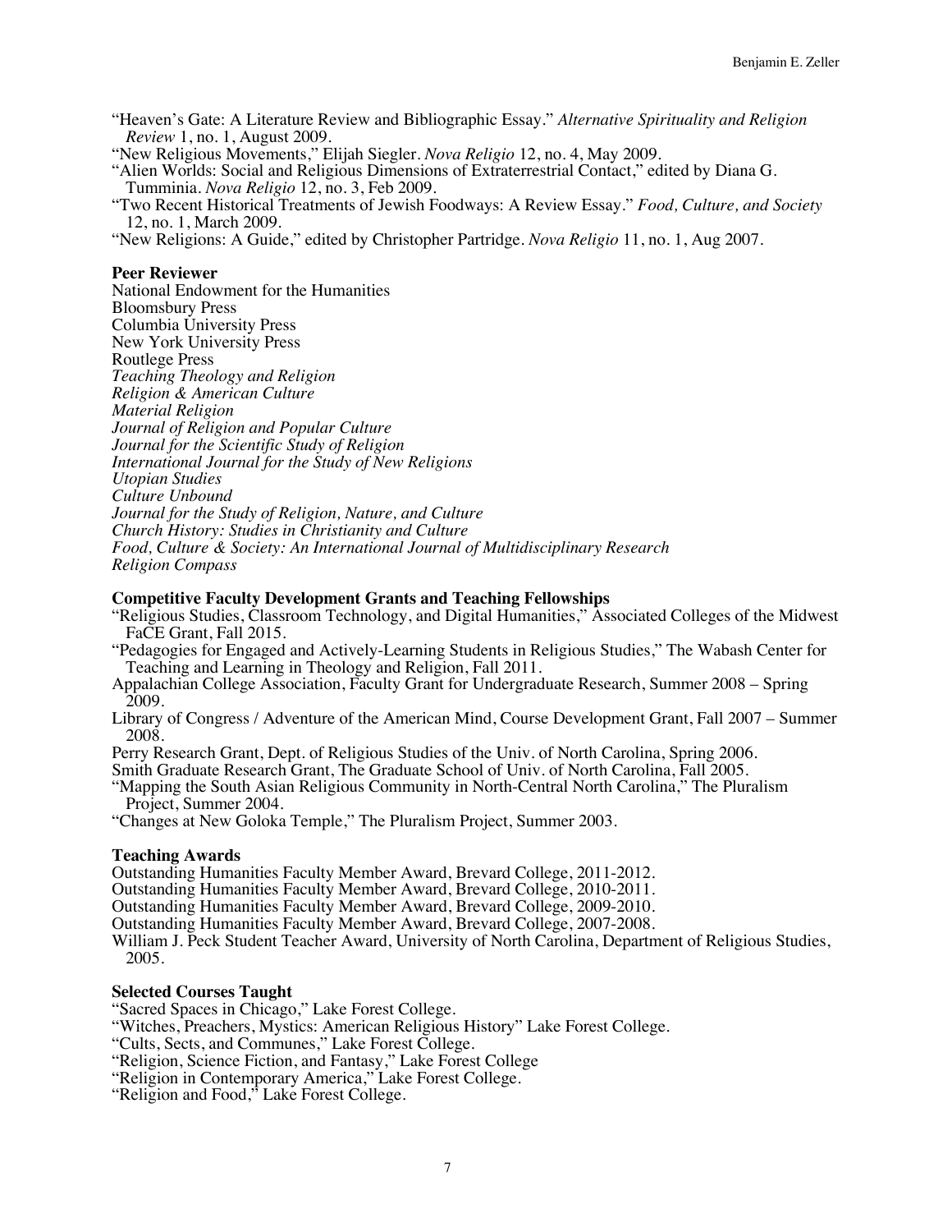"Heaven's Gate: A Literature Review and Bibliographic Essay." *Alternative Spirituality and Religion Review* 1, no. 1, August 2009.

"New Religious Movements," Elijah Siegler. *Nova Religio* 12, no. 4, May 2009.

"Alien Worlds: Social and Religious Dimensions of Extraterrestrial Contact," edited by Diana G. Tumminia. *Nova Religio* 12, no. 3, Feb 2009.

"Two Recent Historical Treatments of Jewish Foodways: A Review Essay." *Food, Culture, and Society* 12, no. 1, March 2009.

"New Religions: A Guide," edited by Christopher Partridge. *Nova Religio* 11, no. 1, Aug 2007.

**Peer Reviewer**

National Endowment for the Humanities
Bloomsbury Press
Columbia University Press
New York University Press
Routlege Press
*Teaching Theology and Religion*
*Religion & American Culture*
*Material Religion*
*Journal of Religion and Popular Culture*
*Journal for the Scientific Study of Religion*
*International Journal for the Study of New Religions*
*Utopian Studies*
*Culture Unbound*
*Journal for the Study of Religion, Nature, and Culture*
*Church History: Studies in Christianity and Culture*
*Food, Culture & Society: An International Journal of Multidisciplinary Research*
*Religion Compass*

**Competitive Faculty Development Grants and Teaching Fellowships**

"Religious Studies, Classroom Technology, and Digital Humanities," Associated Colleges of the Midwest FaCE Grant, Fall 2015.

"Pedagogies for Engaged and Actively-Learning Students in Religious Studies," The Wabash Center for Teaching and Learning in Theology and Religion, Fall 2011.

Appalachian College Association, Faculty Grant for Undergraduate Research, Summer 2008 – Spring 2009.

Library of Congress / Adventure of the American Mind, Course Development Grant, Fall 2007 – Summer 2008.

Perry Research Grant, Dept. of Religious Studies of the Univ. of North Carolina, Spring 2006.

Smith Graduate Research Grant, The Graduate School of Univ. of North Carolina, Fall 2005.

"Mapping the South Asian Religious Community in North-Central North Carolina," The Pluralism Project, Summer 2004.

"Changes at New Goloka Temple," The Pluralism Project, Summer 2003.

**Teaching Awards**

Outstanding Humanities Faculty Member Award, Brevard College, 2011-2012.
Outstanding Humanities Faculty Member Award, Brevard College, 2010-2011.
Outstanding Humanities Faculty Member Award, Brevard College, 2009-2010.
Outstanding Humanities Faculty Member Award, Brevard College, 2007-2008.
William J. Peck Student Teacher Award, University of North Carolina, Department of Religious Studies, 2005.

**Selected Courses Taught**

"Sacred Spaces in Chicago," Lake Forest College.
"Witches, Preachers, Mystics: American Religious History" Lake Forest College.
"Cults, Sects, and Communes," Lake Forest College.
"Religion, Science Fiction, and Fantasy," Lake Forest College
"Religion in Contemporary America," Lake Forest College.
"Religion and Food," Lake Forest College.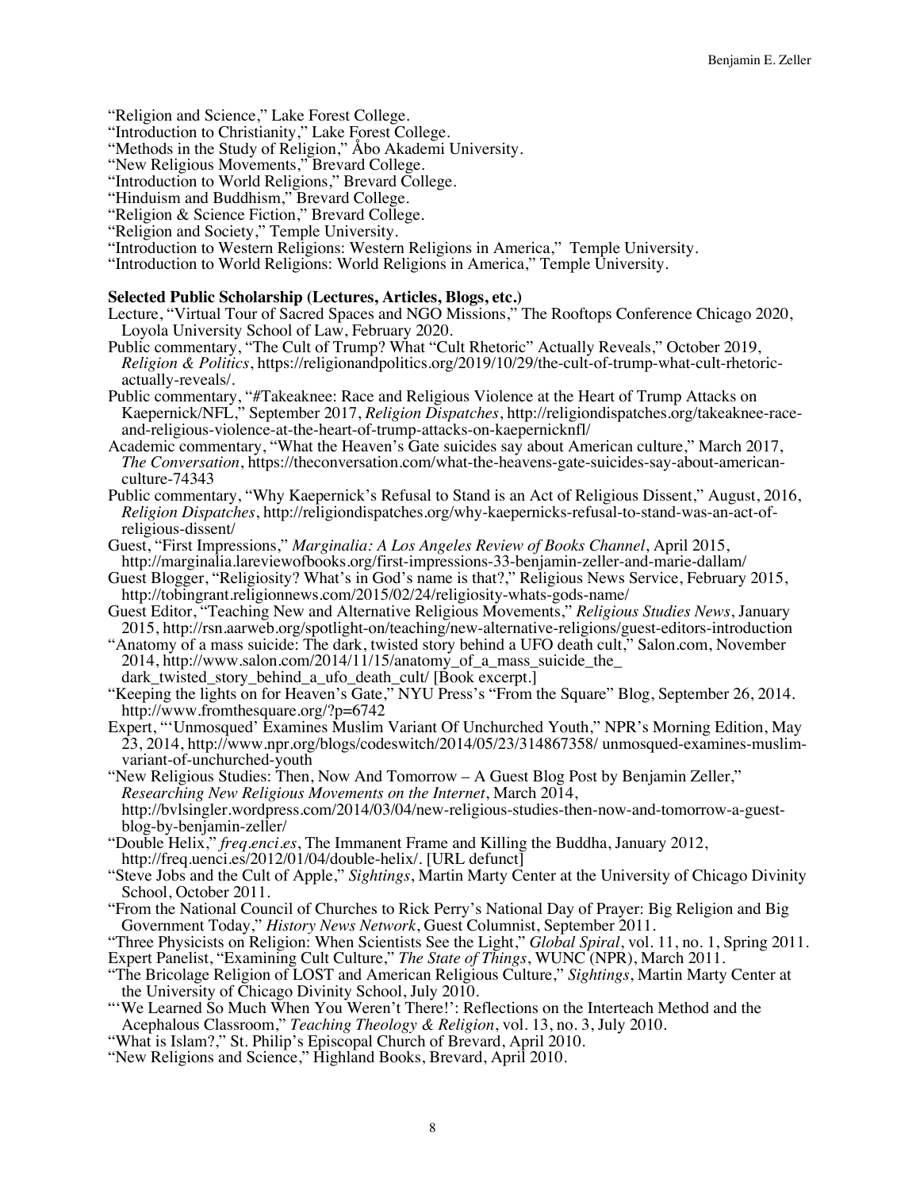"Religion and Science," Lake Forest College.
"Introduction to Christianity," Lake Forest College.
"Methods in the Study of Religion," Åbo Akademi University.
"New Religious Movements," Brevard College.
"Introduction to World Religions," Brevard College.
"Hinduism and Buddhism," Brevard College.
"Religion & Science Fiction," Brevard College.
"Religion and Society," Temple University.
"Introduction to Western Religions: Western Religions in America," Temple University.
"Introduction to World Religions: World Religions in America," Temple University.

**Selected Public Scholarship (Lectures, Articles, Blogs, etc.)**

Lecture, "Virtual Tour of Sacred Spaces and NGO Missions," The Rooftops Conference Chicago 2020, Loyola University School of Law, February 2020.

Public commentary, "The Cult of Trump? What "Cult Rhetoric" Actually Reveals," October 2019, *Religion & Politics*, https://religionandpolitics.org/2019/10/29/the-cult-of-trump-what-cult-rhetoric-actually-reveals/.

Public commentary, "#Takeaknee: Race and Religious Violence at the Heart of Trump Attacks on Kaepernick/NFL," September 2017, *Religion Dispatches*, http://religiondispatches.org/takeaknee-race-and-religious-violence-at-the-heart-of-trump-attacks-on-kaepernicknfl/

Academic commentary, "What the Heaven's Gate suicides say about American culture," March 2017, *The Conversation*, https://theconversation.com/what-the-heavens-gate-suicides-say-about-american-culture-74343

Public commentary, "Why Kaepernick's Refusal to Stand is an Act of Religious Dissent," August, 2016, *Religion Dispatches*, http://religiondispatches.org/why-kaepernicks-refusal-to-stand-was-an-act-of-religious-dissent/

Guest, "First Impressions," *Marginalia: A Los Angeles Review of Books Channel*, April 2015, http://marginalia.lareviewofbooks.org/first-impressions-33-benjamin-zeller-and-marie-dallam/

Guest Blogger, "Religiosity? What's in God's name is that?," Religious News Service, February 2015, http://tobingrant.religionnews.com/2015/02/24/religiosity-whats-gods-name/

Guest Editor, "Teaching New and Alternative Religious Movements," *Religious Studies News*, January 2015, http://rsn.aarweb.org/spotlight-on/teaching/new-alternative-religions/guest-editors-introduction

"Anatomy of a mass suicide: The dark, twisted story behind a UFO death cult," Salon.com, November 2014, http://www.salon.com/2014/11/15/anatomy_of_a_mass_suicide_the_dark_twisted_story_behind_a_ufo_death_cult/ [Book excerpt.]

"Keeping the lights on for Heaven's Gate," NYU Press's "From the Square" Blog, September 26, 2014. http://www.fromthesquare.org/?p=6742

Expert, "'Unmosqued' Examines Muslim Variant Of Unchurched Youth," NPR's Morning Edition, May 23, 2014, http://www.npr.org/blogs/codeswitch/2014/05/23/314867358/ unmosqued-examines-muslim-variant-of-unchurched-youth

"New Religious Studies: Then, Now And Tomorrow – A Guest Blog Post by Benjamin Zeller," *Researching New Religious Movements on the Internet*, March 2014, http://bvlsingler.wordpress.com/2014/03/04/new-religious-studies-then-now-and-tomorrow-a-guest-blog-by-benjamin-zeller/

"Double Helix," *freq.enci.es*, The Immanent Frame and Killing the Buddha, January 2012, http://freq.uenci.es/2012/01/04/double-helix/. [URL defunct]

"Steve Jobs and the Cult of Apple," *Sightings*, Martin Marty Center at the University of Chicago Divinity School, October 2011.

"From the National Council of Churches to Rick Perry's National Day of Prayer: Big Religion and Big Government Today," *History News Network*, Guest Columnist, September 2011.

"Three Physicists on Religion: When Scientists See the Light," *Global Spiral*, vol. 11, no. 1, Spring 2011.

Expert Panelist, "Examining Cult Culture," *The State of Things*, WUNC (NPR), March 2011.

"The Bricolage Religion of LOST and American Religious Culture," *Sightings*, Martin Marty Center at the University of Chicago Divinity School, July 2010.

"'We Learned So Much When You Weren't There!': Reflections on the Interteach Method and the Acephalous Classroom," *Teaching Theology & Religion*, vol. 13, no. 3, July 2010.

"What is Islam?," St. Philip's Episcopal Church of Brevard, April 2010.

"New Religions and Science," Highland Books, Brevard, April 2010.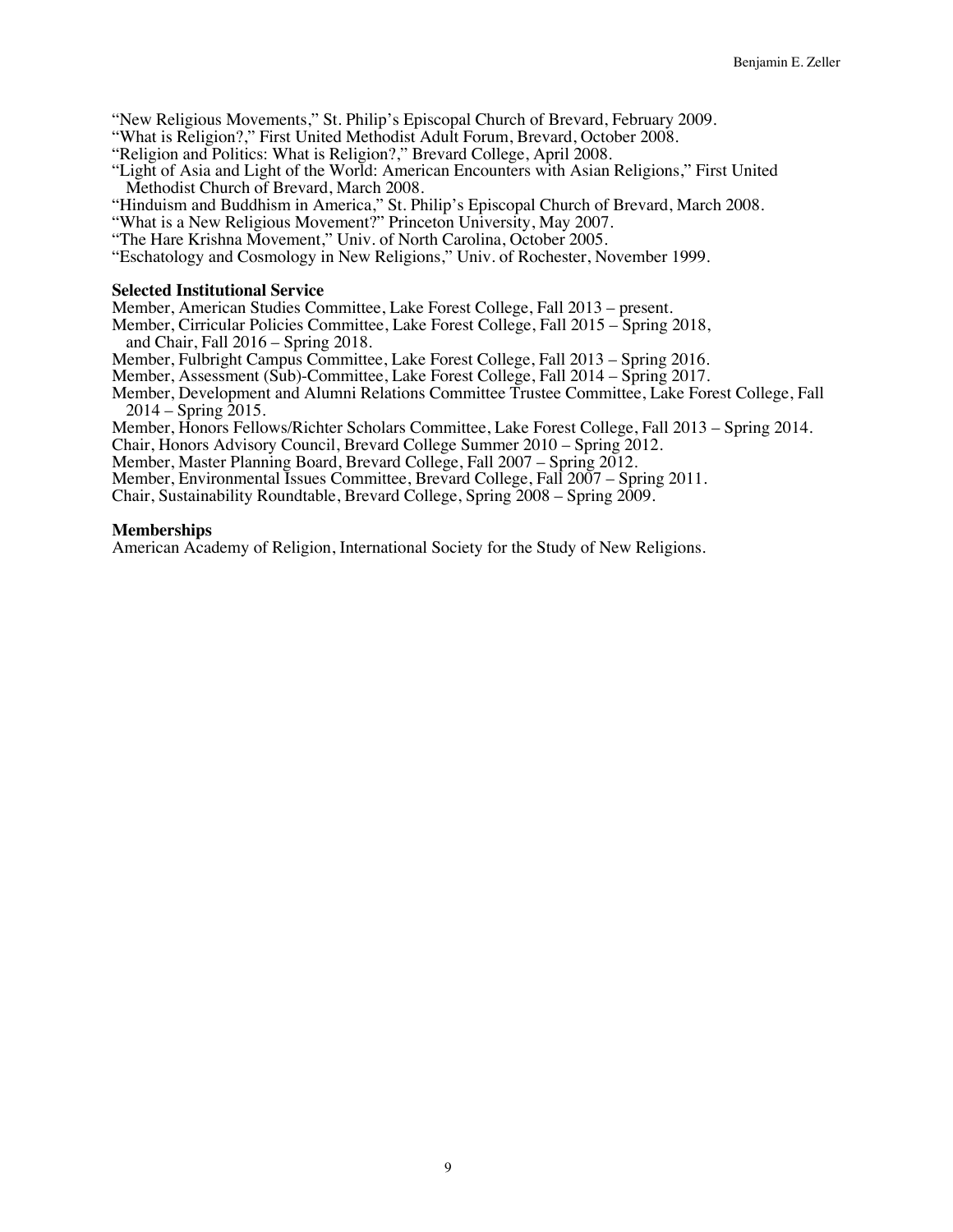"New Religious Movements," St. Philip's Episcopal Church of Brevard, February 2009.
"What is Religion?," First United Methodist Adult Forum, Brevard, October 2008.
"Religion and Politics: What is Religion?," Brevard College, April 2008.
"Light of Asia and Light of the World: American Encounters with Asian Religions," First United Methodist Church of Brevard, March 2008.
"Hinduism and Buddhism in America," St. Philip's Episcopal Church of Brevard, March 2008.
"What is a New Religious Movement?" Princeton University, May 2007.
"The Hare Krishna Movement," Univ. of North Carolina, October 2005.
"Eschatology and Cosmology in New Religions," Univ. of Rochester, November 1999.

**Selected Institutional Service**

Member, American Studies Committee, Lake Forest College, Fall 2013 – present.
Member, Cirricular Policies Committee, Lake Forest College, Fall 2015 – Spring 2018, and Chair, Fall 2016 – Spring 2018.
Member, Fulbright Campus Committee, Lake Forest College, Fall 2013 – Spring 2016.
Member, Assessment (Sub)-Committee, Lake Forest College, Fall 2014 – Spring 2017.
Member, Development and Alumni Relations Committee Trustee Committee, Lake Forest College, Fall 2014 – Spring 2015.
Member, Honors Fellows/Richter Scholars Committee, Lake Forest College, Fall 2013 – Spring 2014.
Chair, Honors Advisory Council, Brevard College Summer 2010 – Spring 2012.
Member, Master Planning Board, Brevard College, Fall 2007 – Spring 2012.
Member, Environmental Issues Committee, Brevard College, Fall 2007 – Spring 2011.
Chair, Sustainability Roundtable, Brevard College, Spring 2008 – Spring 2009.

**Memberships**

American Academy of Religion, International Society for the Study of New Religions.